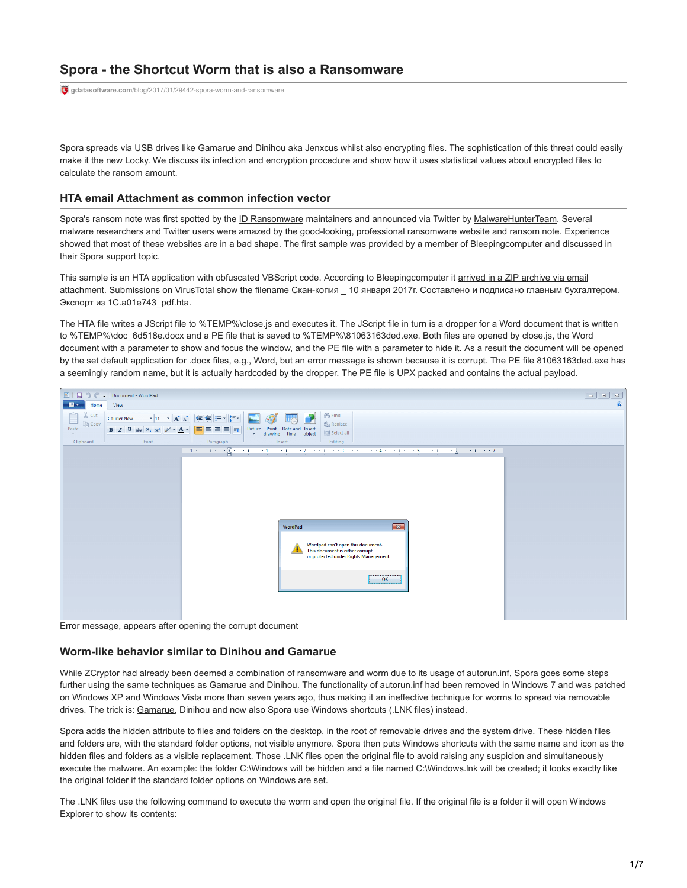# Spora - the Shortcut Worm that is also a Ransomware

gdatasoftware.com/blog/2017/01/29442-spora-worm-and-ransomware

Spora spreads via USB drives like Gamarue and Dinihou aka Jenxcus whilst also encrypting files. The sophistication of this threat could easily make it the new Locky. We discuss its infection and encryption procedure and show how it uses statistical values about encrypted files to calculate the ransom amount.

## HTA email Attachment as common infection vector

Spora's ransom note was first spotted by the ID Ransomware maintainers and announced via Twitter by MalwareHunterTeam. Several malware researchers and Twitter users were amazed by the good-looking, professional ransomware website and ransom note. Experience showed that most of these websites are in a bad shape. The first sample was provided by a member of Bleepingcomputer and discussed in their Spora support topic.

This sample is an HTA application with obfuscated VBScript code. According to Bleepingcomputer it arrived in a ZIP archive via email attachment. Submissions on VirusTotal show the filename Скан-копия _ 10 января 2017г. Составлено и подписано главным бухгалтером. Экспорт из 1С.a01e743_pdf.hta.

The HTA file writes a JScript file to %TEMP%\close.js and executes it. The JScript file in turn is a dropper for a Word document that is written to %TEMP%\doc_6d518e.docx and a PE file that is saved to %TEMP%\81063163ded.exe. Both files are opened by close.js, the Word document with a parameter to show and focus the window, and the PE file with a parameter to hide it. As a result the document will be opened by the set default application for .docx files, e.g., Word, but an error message is shown because it is corrupt. The PE file 81063163ded.exe has a seemingly random name, but it is actually hardcoded by the dropper. The PE file is UPX packed and contains the actual payload.

Error message, appears after opening the corrupt document

## Worm-like behavior similar to Dinihou and Gamarue

While ZCryptor had already been deemed a combination of ransomware and worm due to its usage of autorun.inf, Spora goes some steps further using the same techniques as Gamarue and Dinihou. The functionality of autorun.inf had been removed in Windows 7 and was patched on Windows XP and Windows Vista more than seven years ago, thus making it an ineffective technique for worms to spread via removable drives. The trick is: Gamarue, Dinihou and now also Spora use Windows shortcuts (.LNK files) instead.

Spora adds the hidden attribute to files and folders on the desktop, in the root of removable drives and the system drive. These hidden files and folders are, with the standard folder options, not visible anymore. Spora then puts Windows shortcuts with the same name and icon as the hidden files and folders as a visible replacement. Those .LNK files open the original file to avoid raising any suspicion and simultaneously execute the malware. An example: the folder C:\Windows will be hidden and a file named C:\Windows.lnk will be created; it looks exactly like the original folder if the standard folder options on Windows are set.

The .LNK files use the following command to execute the worm and open the original file. If the original file is a folder it will open Windows Explorer to show its contents: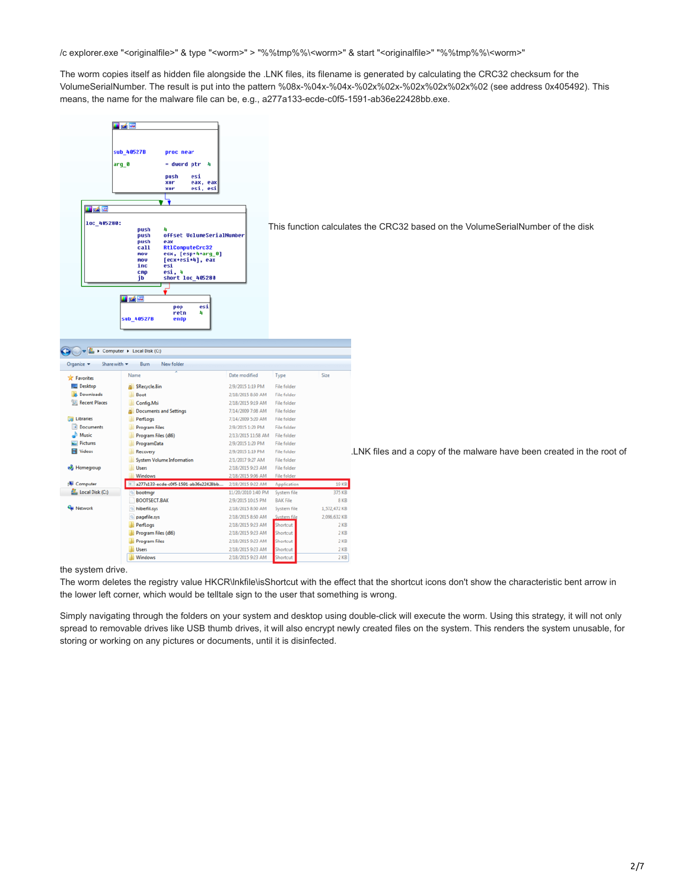/c explorer.exe "<originalfile>" & type "<worm>" > "%%tmp%%\<worm>" & start "<originalfile>" "%%tmp%%\<worm>"

The worm copies itself as hidden file alongside the .LNK files, its filename is generated by calculating the CRC32 checksum for the VolumeSerialNumber. The result is put into the pattern %08x-%04x-%04x-%02x%02x-%02x%02x%02x%02x (see address 0x405492). This means, the name for the malware file can be, e.g., a277a133-ecde-c0f5-1591-ab36e22428bb.exe.

```
sub_40527B      proc near
arg_0           = dword ptr  4

                push    esi
                xor     eax, eax
                xor     esi, esi

loc_405280:
                push    4
                push    offset VolumeSerialNumber
                push    eax
                call    RtlComputeCrc32
                mov     ecx, [esp+4+arg_0]
                mov     [ecx+esi*4], eax
                inc     esi
                cmp     esi, 4
                jb      short loc_405280

                pop     esi
                retn    4
sub_40527B      endp
```

This function calculates the CRC32 based on the VolumeSerialNumber of the disk

.LNK files and a copy of the malware have been created in the root of the system drive.

The worm deletes the registry value HKCR\lnkfile\isShortcut with the effect that the shortcut icons don't show the characteristic bent arrow in the lower left corner, which would be telltale sign to the user that something is wrong.

Simply navigating through the folders on your system and desktop using double-click will execute the worm. Using this strategy, it will not only spread to removable drives like USB thumb drives, it will also encrypt newly created files on the system. This renders the system unusable, for storing or working on any pictures or documents, until it is disinfected.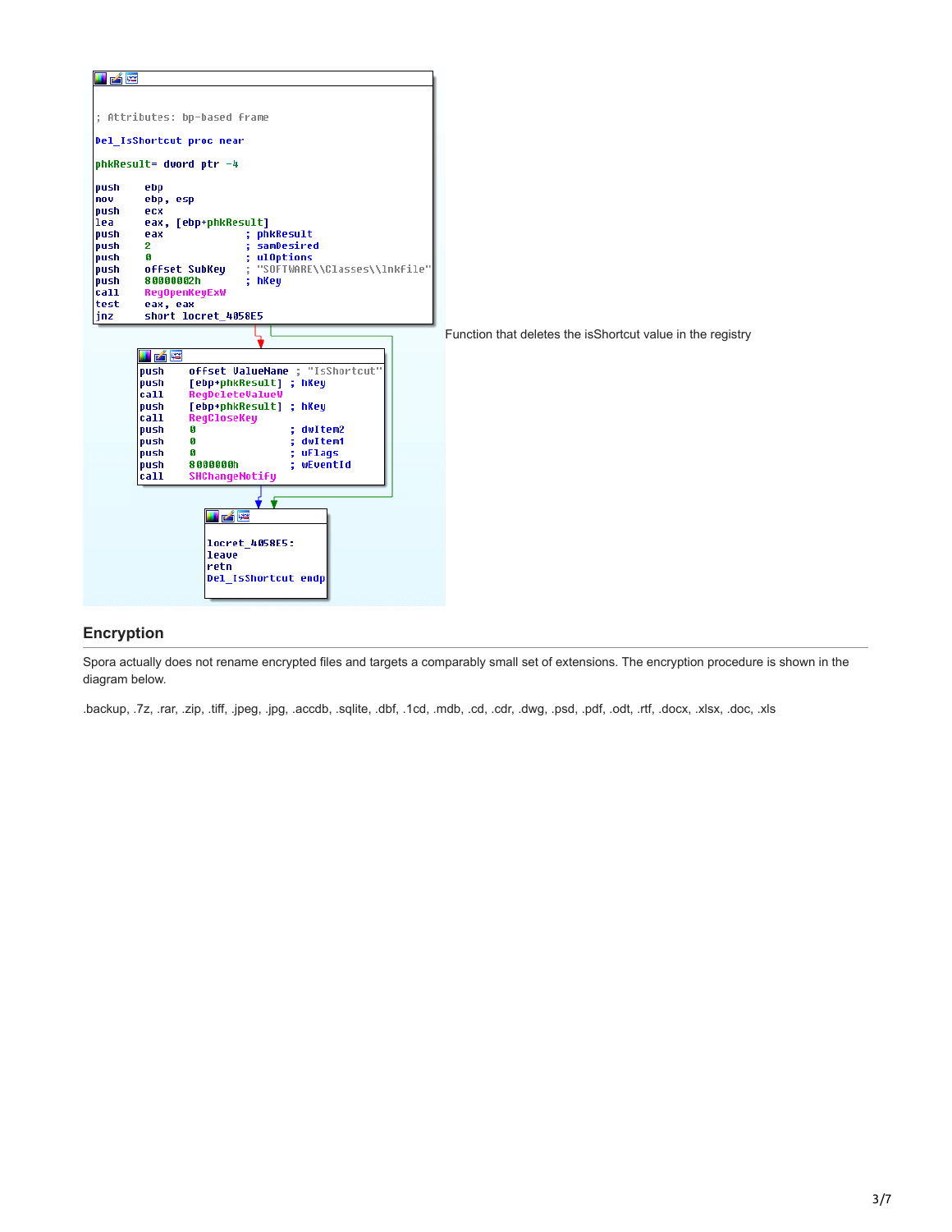```
; Attributes: bp-based frame

Del_IsShortcut proc near

phkResult= dword ptr -4

push    ebp
mov     ebp, esp
push    ecx
lea     eax, [ebp+phkResult]
push    eax             ; phkResult
push    2               ; samDesired
push    0               ; ulOptions
push    offset SubKey   ; "SOFTWARE\\Classes\\lnkfile"
push    80000002h       ; hKey
call    RegOpenKeyExW
test    eax, eax
jnz     short locret_4058E5

push    offset ValueName ; "IsShortcut"
push    [ebp+phkResult] ; hKey
call    RegDeleteValueW
push    [ebp+phkResult] ; hKey
call    RegCloseKey
push    0               ; dwItem2
push    0               ; dwItem1
push    0               ; uFlags
push    8000000h        ; wEventId
call    SHChangeNotify

locret_4058E5:
leave
retn
Del_IsShortcut endp
```

Function that deletes the isShortcut value in the registry

## Encryption

Spora actually does not rename encrypted files and targets a comparably small set of extensions. The encryption procedure is shown in the diagram below.

.backup, .7z, .rar, .zip, .tiff, .jpeg, .jpg, .accdb, .sqlite, .dbf, .1cd, .mdb, .cd, .cdr, .dwg, .psd, .pdf, .odt, .rtf, .docx, .xlsx, .doc, .xls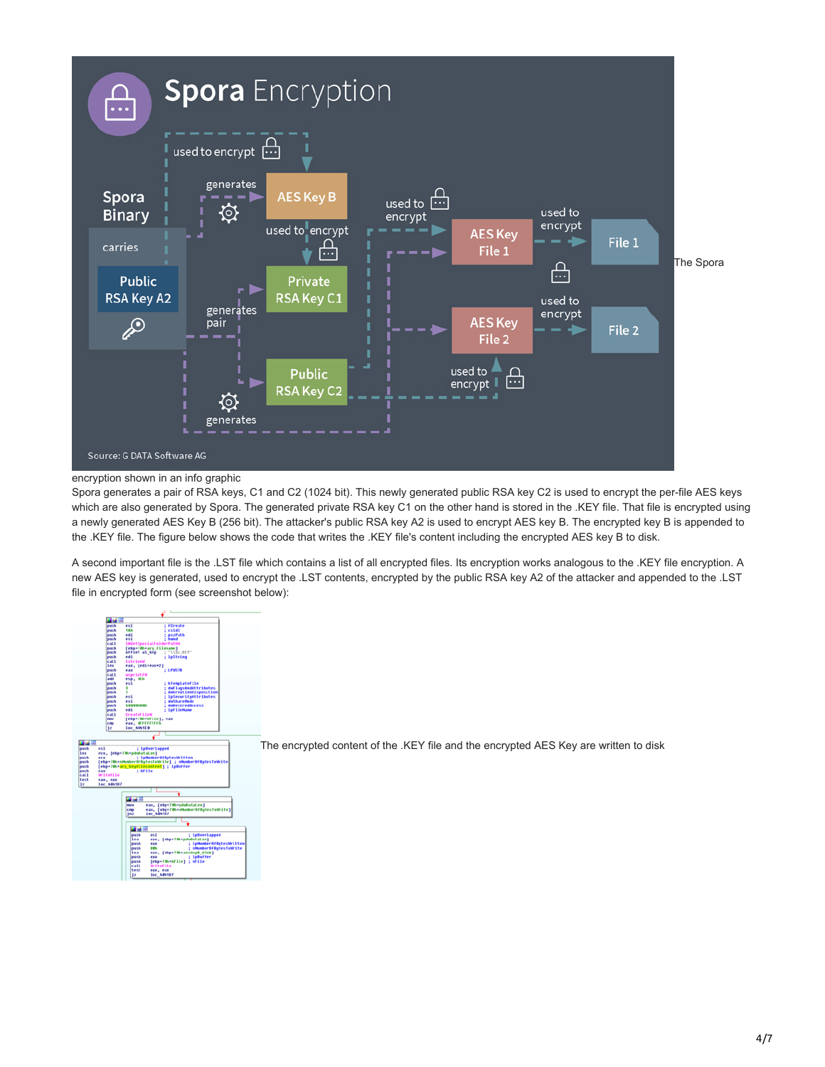The Spora encryption shown in an info graphic

Spora generates a pair of RSA keys, C1 and C2 (1024 bit). This newly generated public RSA key C2 is used to encrypt the per-file AES keys which are also generated by Spora. The generated private RSA key C1 on the other hand is stored in the .KEY file. That file is encrypted using a newly generated AES Key B (256 bit). The attacker's public RSA key A2 is used to encrypt AES key B. The encrypted key B is appended to the .KEY file. The figure below shows the code that writes the .KEY file's content including the encrypted AES key B to disk.

A second important file is the .LST file which contains a list of all encrypted files. Its encryption works analogous to the .KEY file encryption. A new AES key is generated, used to encrypt the .LST contents, encrypted by the public RSA key A2 of the attacker and appended to the .LST file in encrypted form (see screenshot below):

The encrypted content of the .KEY file and the encrypted AES Key are written to disk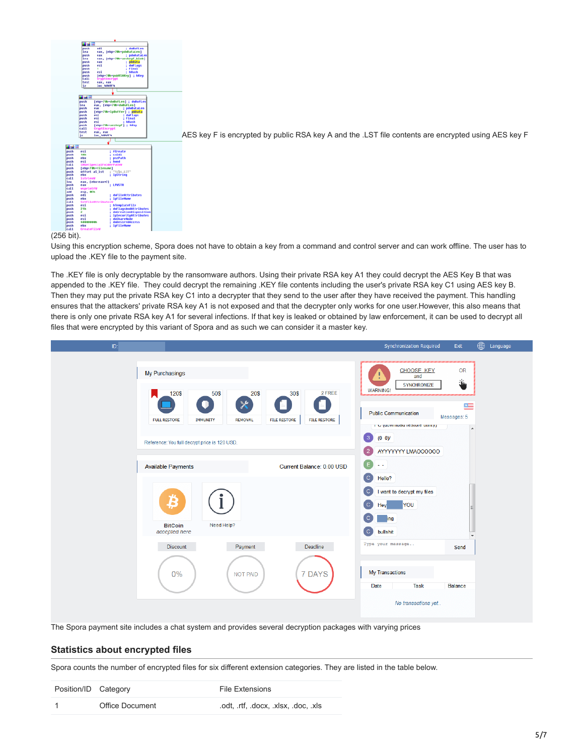AES key F is encrypted by public RSA key A and the .LST file contents are encrypted using AES key F (256 bit).

Using this encryption scheme, Spora does not have to obtain a key from a command and control server and can work offline. The user has to upload the .KEY file to the payment site.

The .KEY file is only decryptable by the ransomware authors. Using their private RSA key A1 they could decrypt the AES Key B that was appended to the .KEY file. They could decrypt the remaining .KEY file contents including the user's private RSA key C1 using AES key B. Then they may put the private RSA key C1 into a decrypter that they send to the user after they have received the payment. This handling ensures that the attackers' private RSA key A1 is not exposed and that the decrypter only works for one user.However, this also means that there is only one private RSA key A1 for several infections. If that key is leaked or obtained by law enforcement, it can be used to decrypt all files that were encrypted by this variant of Spora and as such we can consider it a master key.

The Spora payment site includes a chat system and provides several decryption packages with varying prices

## Statistics about encrypted files

Spora counts the number of encrypted files for six different extension categories. They are listed in the table below.

| Position/ID | Category | File Extensions |
|---|---|---|
| 1 | Office Document | .odt, .rtf, .docx, .xlsx, .doc, .xls |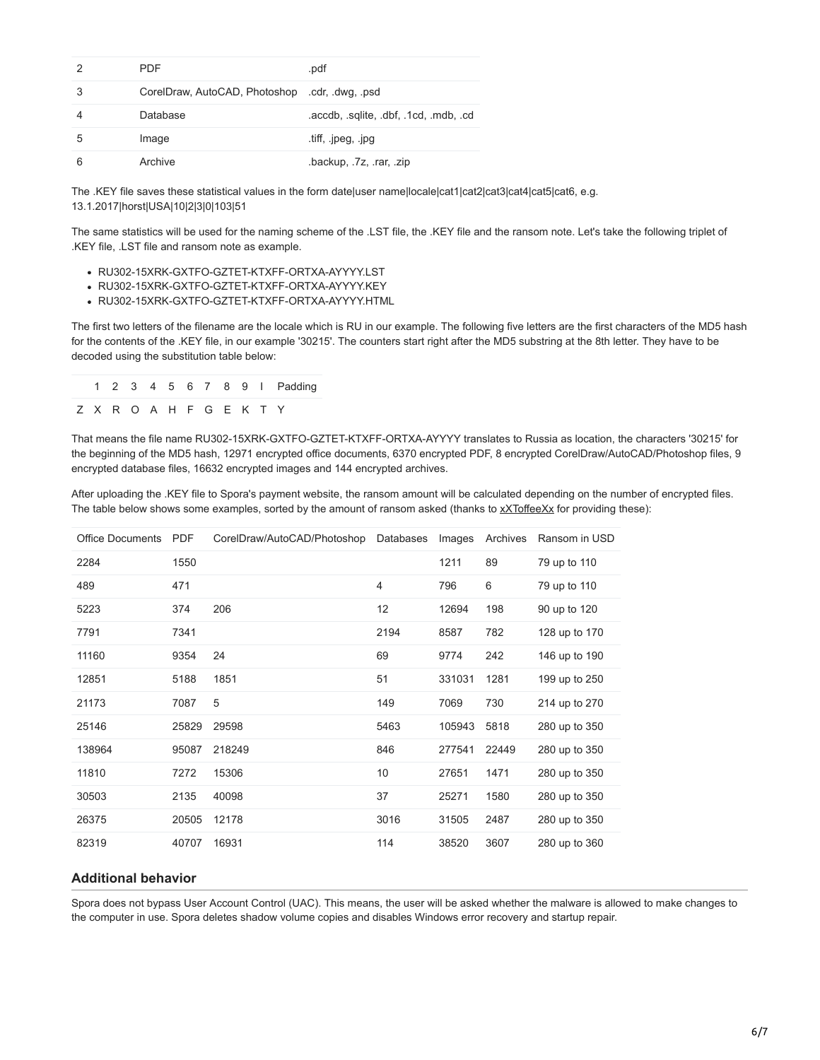| | | |
|---|---|---|
| 2 | PDF | .pdf |
| 3 | CorelDraw, AutoCAD, Photoshop | .cdr, .dwg, .psd |
| 4 | Database | .accdb, .sqlite, .dbf, .1cd, .mdb, .cd |
| 5 | Image | .tiff, .jpeg, .jpg |
| 6 | Archive | .backup, .7z, .rar, .zip |

The .KEY file saves these statistical values in the form date|user name|locale|cat1|cat2|cat3|cat4|cat5|cat6, e.g. 13.1.2017|horst|USA|10|2|3|0|103|51

The same statistics will be used for the naming scheme of the .LST file, the .KEY file and the ransom note. Let's take the following triplet of .KEY file, .LST file and ransom note as example.

- RU302-15XRK-GXTFO-GZTET-KTXFF-ORTXA-AYYYY.LST
- RU302-15XRK-GXTFO-GZTET-KTXFF-ORTXA-AYYYY.KEY
- RU302-15XRK-GXTFO-GZTET-KTXFF-ORTXA-AYYYY.HTML

The first two letters of the filename are the locale which is RU in our example. The following five letters are the first characters of the MD5 hash for the contents of the .KEY file, in our example '30215'. The counters start right after the MD5 substring at the 8th letter. They have to be decoded using the substitution table below:

| 1 | 2 | 3 | 4 | 5 | 6 | 7 | 8 | 9 | I | Padding |
|---|---|---|---|---|---|---|---|---|---|---|
| Z | X | R | O | A | H | F | G | E | K | T | Y |

That means the file name RU302-15XRK-GXTFO-GZTET-KTXFF-ORTXA-AYYYY translates to Russia as location, the characters '30215' for the beginning of the MD5 hash, 12971 encrypted office documents, 6370 encrypted PDF, 8 encrypted CorelDraw/AutoCAD/Photoshop files, 9 encrypted database files, 16632 encrypted images and 144 encrypted archives.

After uploading the .KEY file to Spora's payment website, the ransom amount will be calculated depending on the number of encrypted files. The table below shows some examples, sorted by the amount of ransom asked (thanks to xXToffeeXx for providing these):

| Office Documents | PDF | CorelDraw/AutoCAD/Photoshop | Databases | Images | Archives | Ransom in USD |
|---|---|---|---|---|---|---|
| 2284 | 1550 | | | 1211 | 89 | 79 up to 110 |
| 489 | 471 | | 4 | 796 | 6 | 79 up to 110 |
| 5223 | 374 | 206 | 12 | 12694 | 198 | 90 up to 120 |
| 7791 | 7341 | | 2194 | 8587 | 782 | 128 up to 170 |
| 11160 | 9354 | 24 | 69 | 9774 | 242 | 146 up to 190 |
| 12851 | 5188 | 1851 | 51 | 331031 | 1281 | 199 up to 250 |
| 21173 | 7087 | 5 | 149 | 7069 | 730 | 214 up to 270 |
| 25146 | 25829 | 29598 | 5463 | 105943 | 5818 | 280 up to 350 |
| 138964 | 95087 | 218249 | 846 | 277541 | 22449 | 280 up to 350 |
| 11810 | 7272 | 15306 | 10 | 27651 | 1471 | 280 up to 350 |
| 30503 | 2135 | 40098 | 37 | 25271 | 1580 | 280 up to 350 |
| 26375 | 20505 | 12178 | 3016 | 31505 | 2487 | 280 up to 350 |
| 82319 | 40707 | 16931 | 114 | 38520 | 3607 | 280 up to 360 |

## Additional behavior

Spora does not bypass User Account Control (UAC). This means, the user will be asked whether the malware is allowed to make changes to the computer in use. Spora deletes shadow volume copies and disables Windows error recovery and startup repair.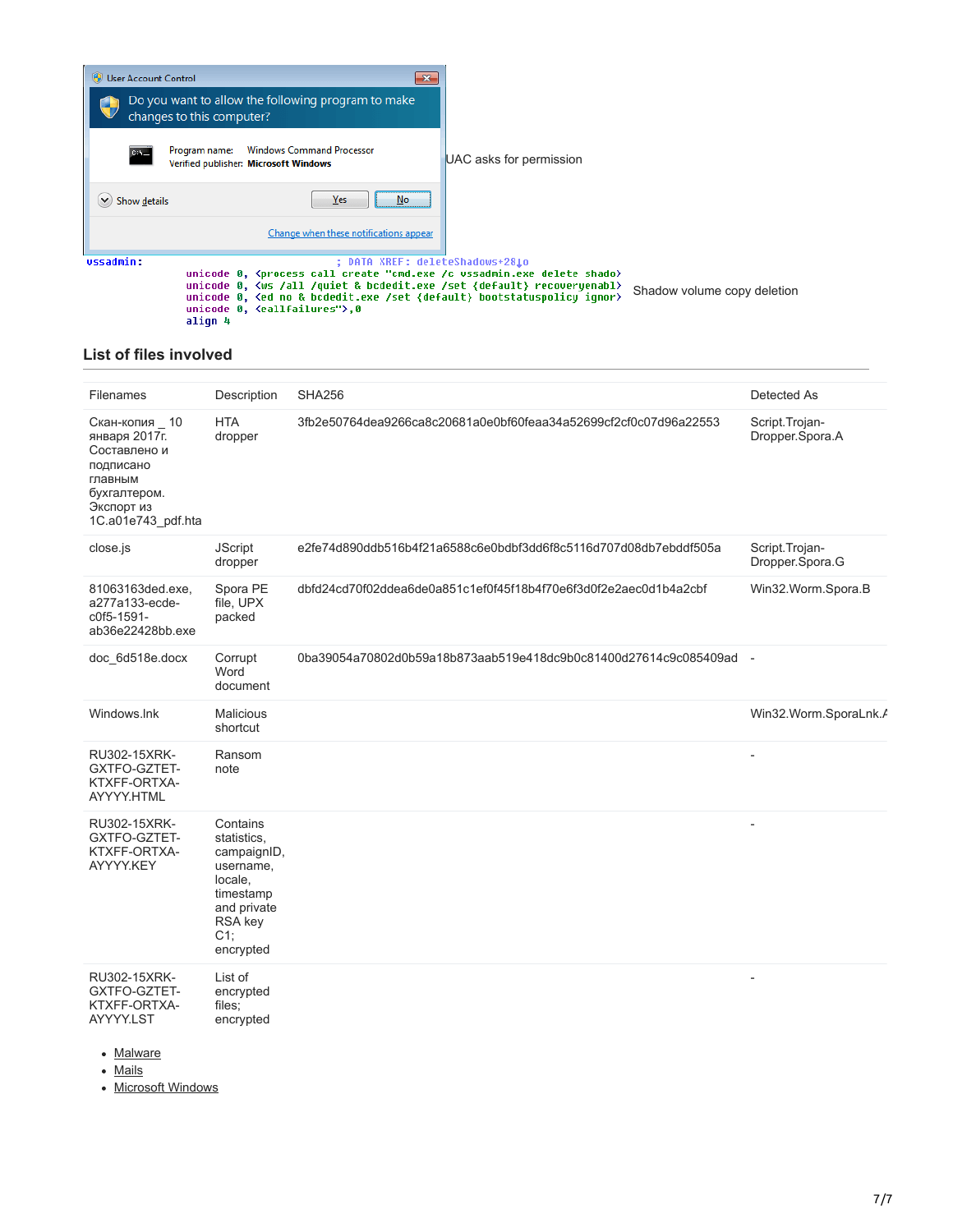UAC asks for permission

```
vssadmin:                              ; DATA XREF: deleteShadows+28↓o
                unicode 0, <process call create "cmd.exe /c vssadmin.exe delete shado>
                unicode 0, <ws /all /quiet & bcdedit.exe /set {default} recoveryenabl>
                unicode 0, <ed no & bcdedit.exe /set {default} bootstatuspolicy ignor>
                unicode 0, <eallfailures">,0
                align 4
```

Shadow volume copy deletion

## List of files involved

| Filenames | Description | SHA256 | Detected As |
|---|---|---|---|
| Скан-копия _ 10 января 2017г. Составлено и подписано главным бухгалтером. Экспорт из 1С.a01e743_pdf.hta | HTA dropper | 3fb2e50764dea9266ca8c20681a0e0bf60feaa34a52699cf2cf0c07d96a22553 | Script.Trojan-Dropper.Spora.A |
| close.js | JScript dropper | e2fe74d890ddb516b4f21a6588c6e0bdbf3dd6f8c5116d707d08db7ebddf505a | Script.Trojan-Dropper.Spora.G |
| 81063163ded.exe, a277a133-ecde-c0f5-1591-ab36e22428bb.exe | Spora PE file, UPX packed | dbfd24cd70f02ddea6de0a851c1ef0f45f18b4f70e6f3d0f2e2aec0d1b4a2cbf | Win32.Worm.Spora.B |
| doc_6d518e.docx | Corrupt Word document | 0ba39054a70802d0b59a18b873aab519e418dc9b0c81400d27614c9c085409ad | - |
| Windows.lnk | Malicious shortcut | | Win32.Worm.SporaLnk.A |
| RU302-15XRK-GXTFO-GZTET-KTXFF-ORTXA-AYYYY.HTML | Ransom note | | - |
| RU302-15XRK-GXTFO-GZTET-KTXFF-ORTXA-AYYYY.KEY | Contains statistics, campaignID, username, locale, timestamp and private RSA key C1; encrypted | | - |
| RU302-15XRK-GXTFO-GZTET-KTXFF-ORTXA-AYYYY.LST | List of encrypted files; encrypted | | - |

- Malware
- Mails
- Microsoft Windows